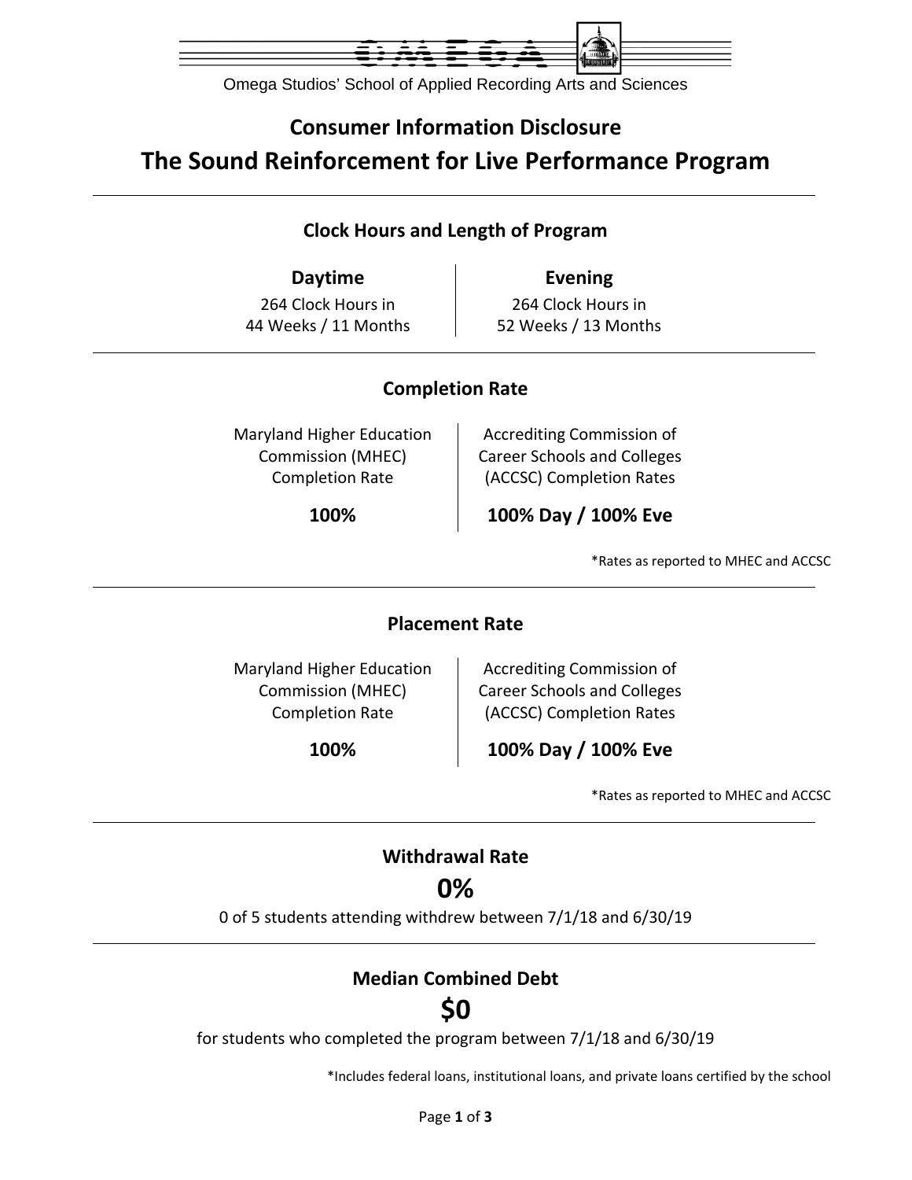Omega Studios' School of Applied Recording Arts and Sciences

## Consumer Information Disclosure

# The Sound Reinforcement for Live Performance Program

### Clock Hours and Length of Program

| Daytime | Evening |
| --- | --- |
| 264 Clock Hours in 44 Weeks / 11 Months | 264 Clock Hours in 52 Weeks / 13 Months |

### Completion Rate

| Maryland Higher Education Commission (MHEC) Completion Rate | Accrediting Commission of Career Schools and Colleges (ACCSC) Completion Rates |
| --- | --- |
| **100%** | **100% Day / 100% Eve** |

*Rates as reported to MHEC and ACCSC

### Placement Rate

| Maryland Higher Education Commission (MHEC) Completion Rate | Accrediting Commission of Career Schools and Colleges (ACCSC) Completion Rates |
| --- | --- |
| **100%** | **100% Day / 100% Eve** |

*Rates as reported to MHEC and ACCSC

### Withdrawal Rate

## 0%

0 of 5 students attending withdrew between 7/1/18 and 6/30/19

### Median Combined Debt

## $0

for students who completed the program between 7/1/18 and 6/30/19

*Includes federal loans, institutional loans, and private loans certified by the school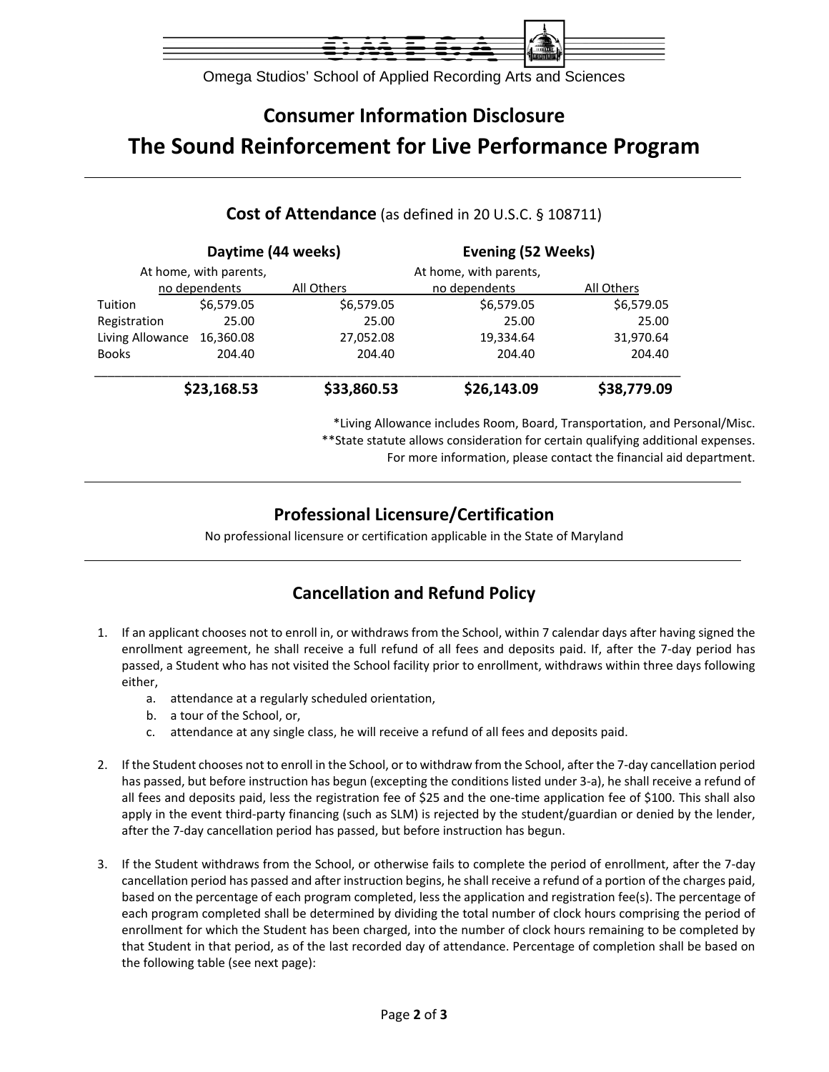Omega Studios' School of Applied Recording Arts and Sciences

## Consumer Information Disclosure

# The Sound Reinforcement for Live Performance Program

### **Cost of Attendance** (as defined in 20 U.S.C. § 108711)

| | Daytime (44 weeks) | | Evening (52 Weeks) | |
|---|---|---|---|---|
| | At home, with parents, no dependents | All Others | At home, with parents, no dependents | All Others |
| Tuition | $6,579.05 | $6,579.05 | $6,579.05 | $6,579.05 |
| Registration | 25.00 | 25.00 | 25.00 | 25.00 |
| Living Allowance | 16,360.08 | 27,052.08 | 19,334.64 | 31,970.64 |
| Books | 204.40 | 204.40 | 204.40 | 204.40 |
| | **$23,168.53** | **$33,860.53** | **$26,143.09** | **$38,779.09** |

*Living Allowance includes Room, Board, Transportation, and Personal/Misc.
**State statute allows consideration for certain qualifying additional expenses.
For more information, please contact the financial aid department.

### Professional Licensure/Certification

No professional licensure or certification applicable in the State of Maryland

### Cancellation and Refund Policy

1. If an applicant chooses not to enroll in, or withdraws from the School, within 7 calendar days after having signed the enrollment agreement, he shall receive a full refund of all fees and deposits paid. If, after the 7-day period has passed, a Student who has not visited the School facility prior to enrollment, withdraws within three days following either,
    a. attendance at a regularly scheduled orientation,
    b. a tour of the School, or,
    c. attendance at any single class, he will receive a refund of all fees and deposits paid.

2. If the Student chooses not to enroll in the School, or to withdraw from the School, after the 7-day cancellation period has passed, but before instruction has begun (excepting the conditions listed under 3-a), he shall receive a refund of all fees and deposits paid, less the registration fee of $25 and the one-time application fee of $100. This shall also apply in the event third-party financing (such as SLM) is rejected by the student/guardian or denied by the lender, after the 7-day cancellation period has passed, but before instruction has begun.

3. If the Student withdraws from the School, or otherwise fails to complete the period of enrollment, after the 7-day cancellation period has passed and after instruction begins, he shall receive a refund of a portion of the charges paid, based on the percentage of each program completed, less the application and registration fee(s). The percentage of each program completed shall be determined by dividing the total number of clock hours comprising the period of enrollment for which the Student has been charged, into the number of clock hours remaining to be completed by that Student in that period, as of the last recorded day of attendance. Percentage of completion shall be based on the following table (see next page):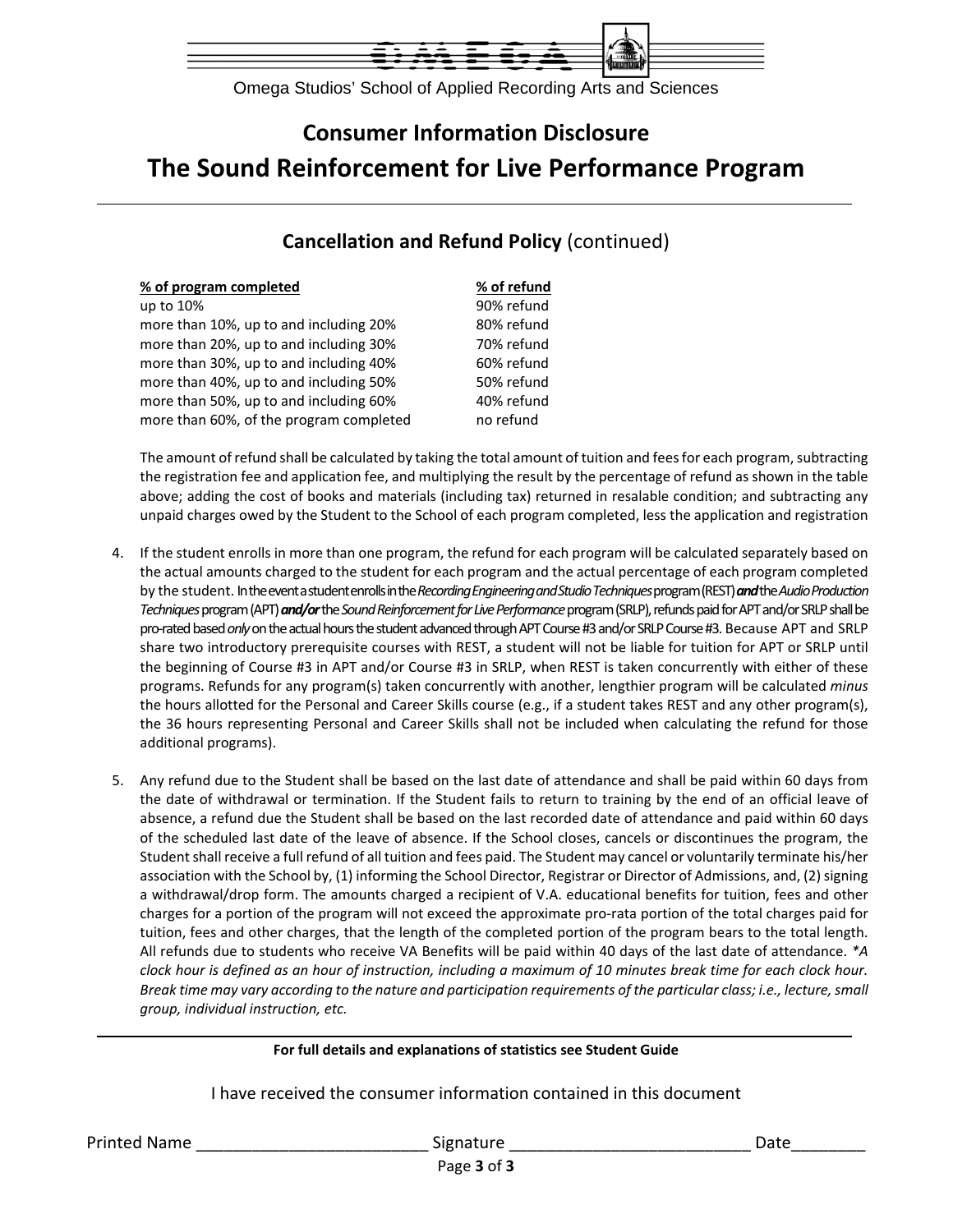Omega Studios' School of Applied Recording Arts and Sciences

# Consumer Information Disclosure

# The Sound Reinforcement for Live Performance Program

## Cancellation and Refund Policy (continued)

| % of program completed | % of refund |
|---|---|
| up to 10% | 90% refund |
| more than 10%, up to and including 20% | 80% refund |
| more than 20%, up to and including 30% | 70% refund |
| more than 30%, up to and including 40% | 60% refund |
| more than 40%, up to and including 50% | 50% refund |
| more than 50%, up to and including 60% | 40% refund |
| more than 60%, of the program completed | no refund |

The amount of refund shall be calculated by taking the total amount of tuition and fees for each program, subtracting the registration fee and application fee, and multiplying the result by the percentage of refund as shown in the table above; adding the cost of books and materials (including tax) returned in resalable condition; and subtracting any unpaid charges owed by the Student to the School of each program completed, less the application and registration

4. If the student enrolls in more than one program, the refund for each program will be calculated separately based on the actual amounts charged to the student for each program and the actual percentage of each program completed by the student. In the event a student enrolls in the *Recording Engineering and Studio Techniques* program (REST) ***and*** the *Audio Production Techniques* program (APT) ***and/or*** the *Sound Reinforcement for Live Performance* program (SRLP), refunds paid for APT and/or SRLP shall be pro-rated based *only* on the actual hours the student advanced through APT Course #3 and/or SRLP Course #3. Because APT and SRLP share two introductory prerequisite courses with REST, a student will not be liable for tuition for APT or SRLP until the beginning of Course #3 in APT and/or Course #3 in SRLP, when REST is taken concurrently with either of these programs. Refunds for any program(s) taken concurrently with another, lengthier program will be calculated *minus* the hours allotted for the Personal and Career Skills course (e.g., if a student takes REST and any other program(s), the 36 hours representing Personal and Career Skills shall not be included when calculating the refund for those additional programs).

5. Any refund due to the Student shall be based on the last date of attendance and shall be paid within 60 days from the date of withdrawal or termination. If the Student fails to return to training by the end of an official leave of absence, a refund due the Student shall be based on the last recorded date of attendance and paid within 60 days of the scheduled last date of the leave of absence. If the School closes, cancels or discontinues the program, the Student shall receive a full refund of all tuition and fees paid. The Student may cancel or voluntarily terminate his/her association with the School by, (1) informing the School Director, Registrar or Director of Admissions, and, (2) signing a withdrawal/drop form. The amounts charged a recipient of V.A. educational benefits for tuition, fees and other charges for a portion of the program will not exceed the approximate pro-rata portion of the total charges paid for tuition, fees and other charges, that the length of the completed portion of the program bears to the total length. All refunds due to students who receive VA Benefits will be paid within 40 days of the last date of attendance. *\*A clock hour is defined as an hour of instruction, including a maximum of 10 minutes break time for each clock hour. Break time may vary according to the nature and participation requirements of the particular class; i.e., lecture, small group, individual instruction, etc.*

**For full details and explanations of statistics see Student Guide**

I have received the consumer information contained in this document

Printed Name _________________________ Signature __________________________ Date________